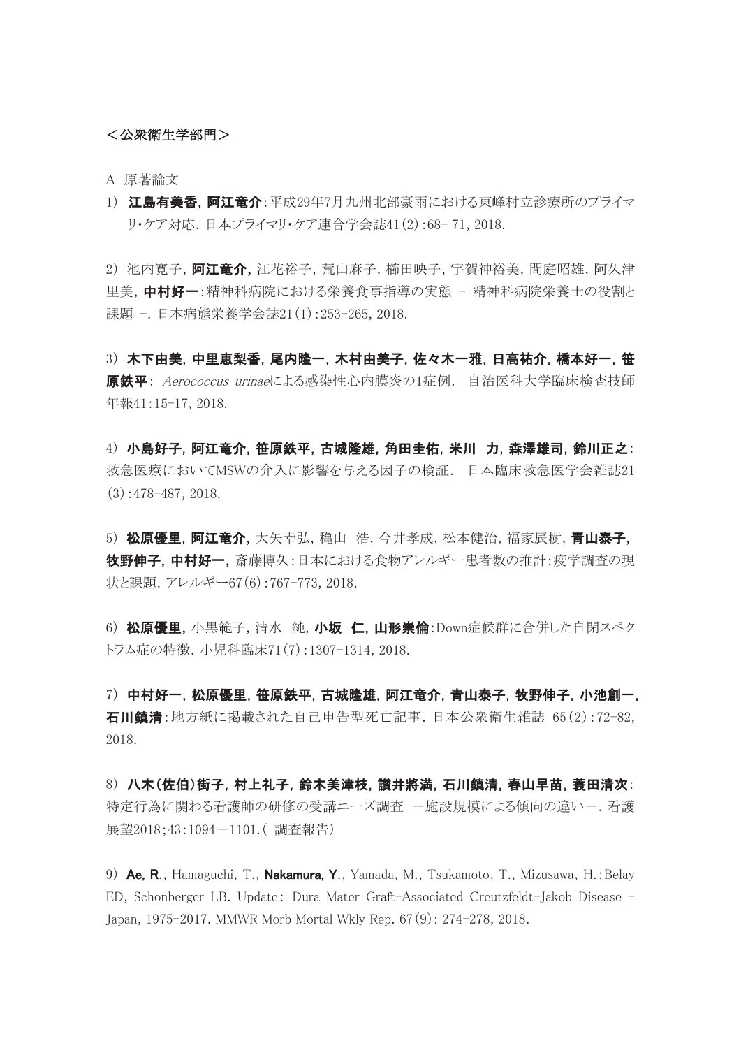＜公衆衛生学部門＞

A 原著論文

1) **江島有美香, 阿江竜介**:平成29年7月九州北部豪雨における東峰村立診療所のプライマリ・ケア対応. 日本プライマリ・ケア連合学会誌41(2):68- 71, 2018.

2) 池内寛子, **阿江竜介,** 江花裕子, 荒山麻子, 櫛田映子, 宇賀神裕美, 間庭昭雄, 阿久津里美, **中村好一**:精神科病院における栄養食事指導の実態 – 精神科病院栄養士の役割と課題 –. 日本病態栄養学会誌21(1):253-265, 2018.

3) **木下由美, 中里恵梨香, 尾内隆一, 木村由美子, 佐々木一雅, 日高祐介, 橋本好一, 笹原鉄平**: *Aerococcus urinae*による感染性心内膜炎の1症例. 自治医科大学臨床検査技師年報41:15-17, 2018.

4) **小島好子, 阿江竜介, 笹原鉄平, 古城隆雄, 角田圭佑, 米川 力, 森澤雄司, 鈴川正之**:救急医療においてMSWの介入に影響を与える因子の検証. 日本臨床救急医学会雑誌21(3):478-487, 2018.

5) **松原優里, 阿江竜介,** 大矢幸弘, 穐山 浩, 今井孝成, 松本健治, 福家辰樹, **青山泰子, 牧野伸子, 中村好一,** 斎藤博久:日本における食物アレルギー患者数の推計:疫学調査の現状と課題. アレルギー67(6):767-773, 2018.

6) **松原優里,** 小黒範子, 清水 純, **小坂 仁, 山形崇倫**:Down症候群に合併した自閉スペクトラム症の特徴. 小児科臨床71(7):1307-1314, 2018.

7) **中村好一, 松原優里, 笹原鉄平, 古城隆雄, 阿江竜介, 青山泰子, 牧野伸子, 小池創一, 石川鎮清**:地方紙に掲載された自己申告型死亡記事. 日本公衆衛生雑誌 65(2):72-82, 2018.

8) **八木(佐伯)街子, 村上礼子, 鈴木美津枝, 讃井將満, 石川鎮清, 春山早苗, 菱田清次**:特定行為に関わる看護師の研修の受講ニーズ調査 ー施設規模による傾向の違いー. 看護展望2018;43:1094ー1101.( 調査報告)

9) **Ae, R.**, Hamaguchi, T., **Nakamura, Y.**, Yamada, M., Tsukamoto, T., Mizusawa, H.:Belay ED, Schonberger LB. Update: Dura Mater Graft-Associated Creutzfeldt-Jakob Disease - Japan, 1975-2017. MMWR Morb Mortal Wkly Rep. 67(9): 274-278, 2018.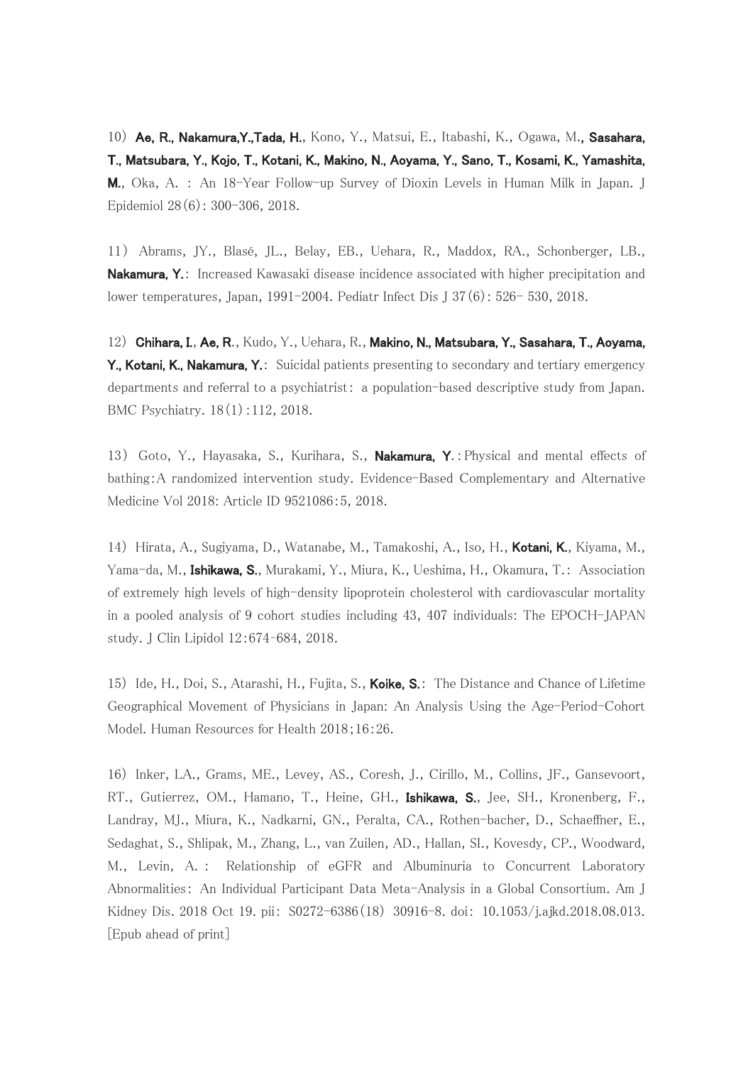10） **Ae, R., Nakamura,Y.,Tada, H.**, Kono, Y., Matsui, E., Itabashi, K., Ogawa, M.**, Sasahara, T., Matsubara, Y., Kojo, T., Kotani, K., Makino, N., Aoyama, Y., Sano, T., Kosami, K., Yamashita, M.**, Oka, A. : An 18-Year Follow-up Survey of Dioxin Levels in Human Milk in Japan. J Epidemiol 28(6): 300-306, 2018.

11） Abrams, JY., Blasé, JL., Belay, EB., Uehara, R., Maddox, RA., Schonberger, LB., **Nakamura, Y.**: Increased Kawasaki disease incidence associated with higher precipitation and lower temperatures, Japan, 1991-2004. Pediatr Infect Dis J 37(6): 526- 530, 2018.

12） **Chihara, I.**, **Ae, R.**, Kudo, Y., Uehara, R., **Makino, N., Matsubara, Y., Sasahara, T., Aoyama, Y., Kotani, K., Nakamura, Y.**: Suicidal patients presenting to secondary and tertiary emergency departments and referral to a psychiatrist: a population-based descriptive study from Japan. BMC Psychiatry. 18(1):112, 2018.

13） Goto, Y., Hayasaka, S., Kurihara, S., **Nakamura, Y.**:Physical and mental effects of bathing:A randomized intervention study. Evidence-Based Complementary and Alternative Medicine Vol 2018: Article ID 9521086:5, 2018.

14） Hirata, A., Sugiyama, D., Watanabe, M., Tamakoshi, A., Iso, H., **Kotani, K.**, Kiyama, M., Yama-da, M., **Ishikawa, S.**, Murakami, Y., Miura, K., Ueshima, H., Okamura, T.: Association of extremely high levels of high-density lipoprotein cholesterol with cardiovascular mortality in a pooled analysis of 9 cohort studies including 43, 407 individuals: The EPOCH-JAPAN study. J Clin Lipidol 12:674-684, 2018.

15） Ide, H., Doi, S., Atarashi, H., Fujita, S., **Koike, S.**: The Distance and Chance of Lifetime Geographical Movement of Physicians in Japan: An Analysis Using the Age-Period-Cohort Model. Human Resources for Health 2018;16:26.

16） Inker, LA., Grams, ME., Levey, AS., Coresh, J., Cirillo, M., Collins, JF., Gansevoort, RT., Gutierrez, OM., Hamano, T., Heine, GH., **Ishikawa, S.**, Jee, SH., Kronenberg, F., Landray, MJ., Miura, K., Nadkarni, GN., Peralta, CA., Rothen-bacher, D., Schaeffner, E., Sedaghat, S., Shlipak, M., Zhang, L., van Zuilen, AD., Hallan, SI., Kovesdy, CP., Woodward, M., Levin, A. : Relationship of eGFR and Albuminuria to Concurrent Laboratory Abnormalities: An Individual Participant Data Meta-Analysis in a Global Consortium. Am J Kidney Dis. 2018 Oct 19. pii: S0272-6386(18) 30916-8. doi: 10.1053/j.ajkd.2018.08.013. [Epub ahead of print]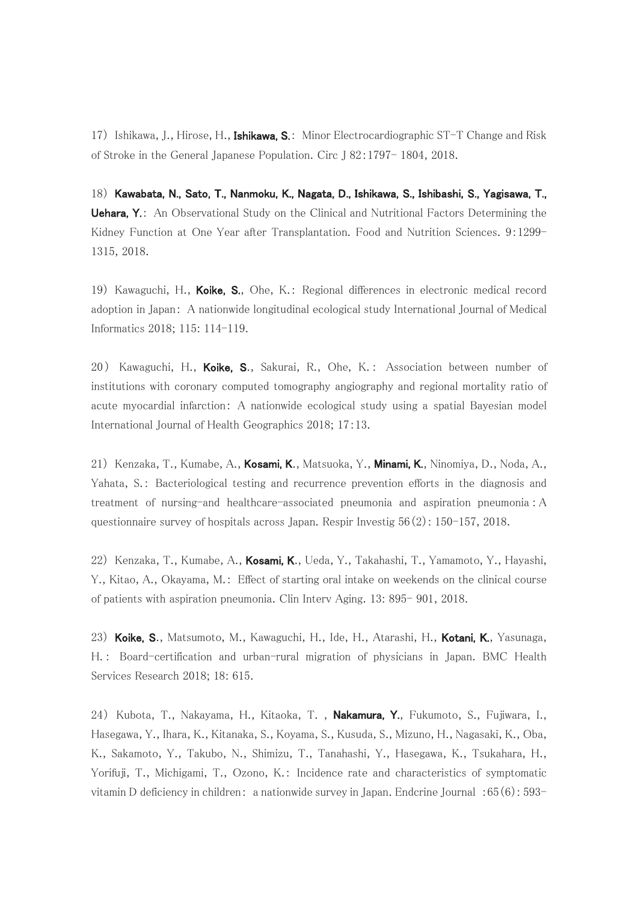17) Ishikawa, J., Hirose, H., **Ishikawa, S.**: Minor Electrocardiographic ST-T Change and Risk of Stroke in the General Japanese Population. Circ J 82:1797- 1804, 2018.

18) **Kawabata, N., Sato, T., Nanmoku, K., Nagata, D., Ishikawa, S., Ishibashi, S., Yagisawa, T., Uehara, Y.**: An Observational Study on the Clinical and Nutritional Factors Determining the Kidney Function at One Year after Transplantation. Food and Nutrition Sciences. 9:1299- 1315, 2018.

19) Kawaguchi, H., **Koike, S.**, Ohe, K.: Regional differences in electronic medical record adoption in Japan: A nationwide longitudinal ecological study International Journal of Medical Informatics 2018; 115: 114-119.

20) Kawaguchi, H., **Koike, S.**, Sakurai, R., Ohe, K.: Association between number of institutions with coronary computed tomography angiography and regional mortality ratio of acute myocardial infarction: A nationwide ecological study using a spatial Bayesian model International Journal of Health Geographics 2018; 17:13.

21) Kenzaka, T., Kumabe, A., **Kosami, K.**, Matsuoka, Y., **Minami, K.**, Ninomiya, D., Noda, A., Yahata, S.: Bacteriological testing and recurrence prevention efforts in the diagnosis and treatment of nursing-and healthcare-associated pneumonia and aspiration pneumonia:A questionnaire survey of hospitals across Japan. Respir Investig 56(2): 150-157, 2018.

22) Kenzaka, T., Kumabe, A., **Kosami, K.**, Ueda, Y., Takahashi, T., Yamamoto, Y., Hayashi, Y., Kitao, A., Okayama, M.: Effect of starting oral intake on weekends on the clinical course of patients with aspiration pneumonia. Clin Interv Aging. 13: 895- 901, 2018.

23) **Koike, S.**, Matsumoto, M., Kawaguchi, H., Ide, H., Atarashi, H., **Kotani, K.**, Yasunaga, H.: Board-certification and urban-rural migration of physicians in Japan. BMC Health Services Research 2018; 18: 615.

24) Kubota, T., Nakayama, H., Kitaoka, T. , **Nakamura, Y.**, Fukumoto, S., Fujiwara, I., Hasegawa, Y., Ihara, K., Kitanaka, S., Koyama, S., Kusuda, S., Mizuno, H., Nagasaki, K., Oba, K., Sakamoto, Y., Takubo, N., Shimizu, T., Tanahashi, Y., Hasegawa, K., Tsukahara, H., Yorifuji, T., Michigami, T., Ozono, K.: Incidence rate and characteristics of symptomatic vitamin D deficiency in children: a nationwide survey in Japan. Endcrine Journal :65(6): 593-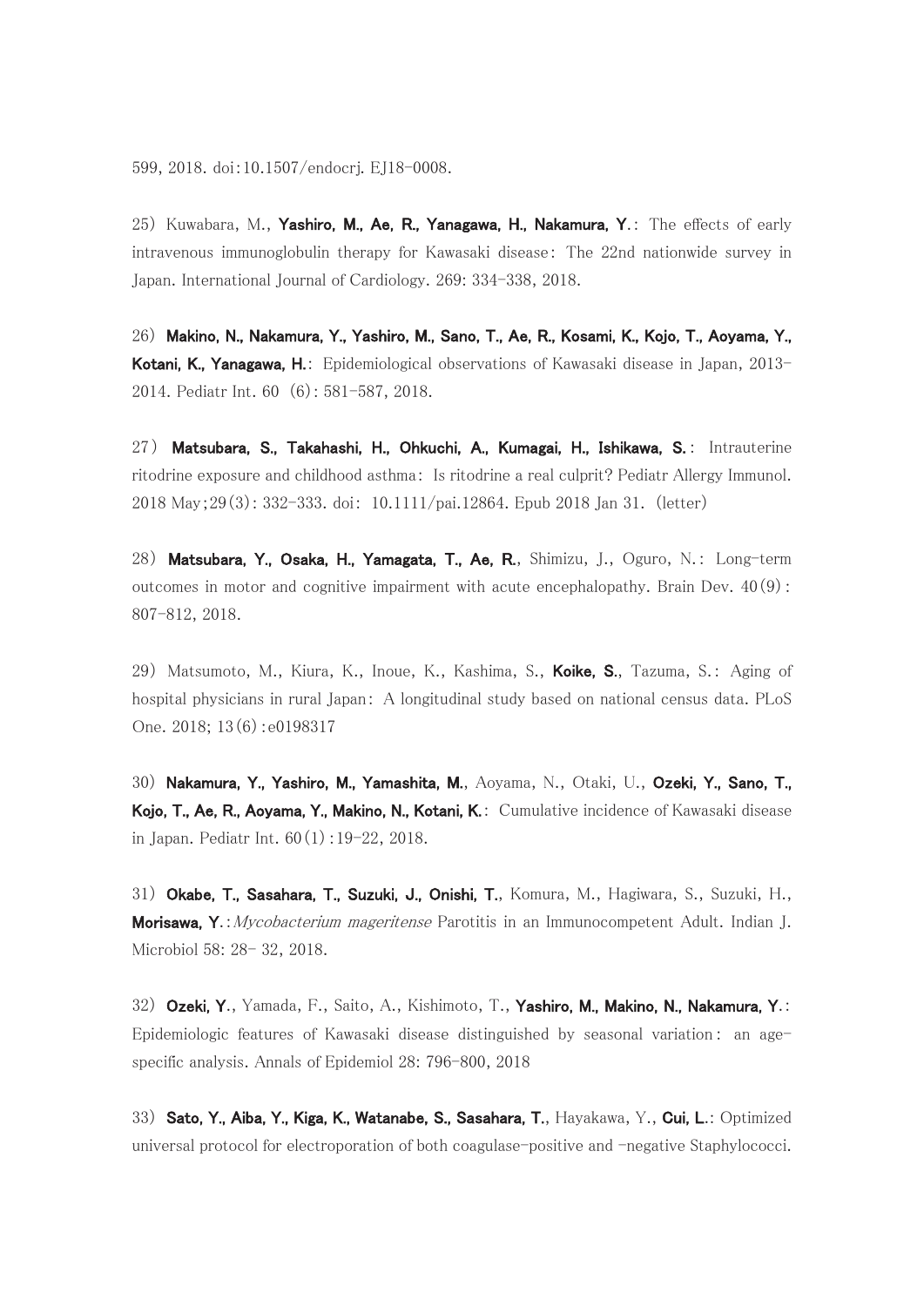599, 2018. doi:10.1507/endocrj. EJ18-0008.

25) Kuwabara, M., **Yashiro, M., Ae, R., Yanagawa, H., Nakamura, Y.**: The effects of early intravenous immunoglobulin therapy for Kawasaki disease: The 22nd nationwide survey in Japan. International Journal of Cardiology. 269: 334-338, 2018.

26) **Makino, N., Nakamura, Y., Yashiro, M., Sano, T., Ae, R., Kosami, K., Kojo, T., Aoyama, Y., Kotani, K., Yanagawa, H.**: Epidemiological observations of Kawasaki disease in Japan, 2013-2014. Pediatr Int. 60 (6): 581-587, 2018.

27) **Matsubara, S., Takahashi, H., Ohkuchi, A., Kumagai, H., Ishikawa, S.**: Intrauterine ritodrine exposure and childhood asthma: Is ritodrine a real culprit? Pediatr Allergy Immunol. 2018 May;29(3): 332-333. doi: 10.1111/pai.12864. Epub 2018 Jan 31. (letter)

28) **Matsubara, Y., Osaka, H., Yamagata, T., Ae, R.**, Shimizu, J., Oguro, N.: Long-term outcomes in motor and cognitive impairment with acute encephalopathy. Brain Dev. 40(9): 807-812, 2018.

29) Matsumoto, M., Kiura, K., Inoue, K., Kashima, S., **Koike, S.**, Tazuma, S.: Aging of hospital physicians in rural Japan: A longitudinal study based on national census data. PLoS One. 2018; 13(6):e0198317

30) **Nakamura, Y., Yashiro, M., Yamashita, M.**, Aoyama, N., Otaki, U., **Ozeki, Y., Sano, T., Kojo, T., Ae, R., Aoyama, Y., Makino, N., Kotani, K.**: Cumulative incidence of Kawasaki disease in Japan. Pediatr Int. 60(1):19-22, 2018.

31) **Okabe, T., Sasahara, T., Suzuki, J., Onishi, T.**, Komura, M., Hagiwara, S., Suzuki, H., **Morisawa, Y.**: *Mycobacterium mageritense* Parotitis in an Immunocompetent Adult. Indian J. Microbiol 58: 28- 32, 2018.

32) **Ozeki, Y.**, Yamada, F., Saito, A., Kishimoto, T., **Yashiro, M., Makino, N., Nakamura, Y.**: Epidemiologic features of Kawasaki disease distinguished by seasonal variation: an age-specific analysis. Annals of Epidemiol 28: 796-800, 2018

33) **Sato, Y., Aiba, Y., Kiga, K., Watanabe, S., Sasahara, T.**, Hayakawa, Y., **Cui, L.**: Optimized universal protocol for electroporation of both coagulase-positive and -negative Staphylococci.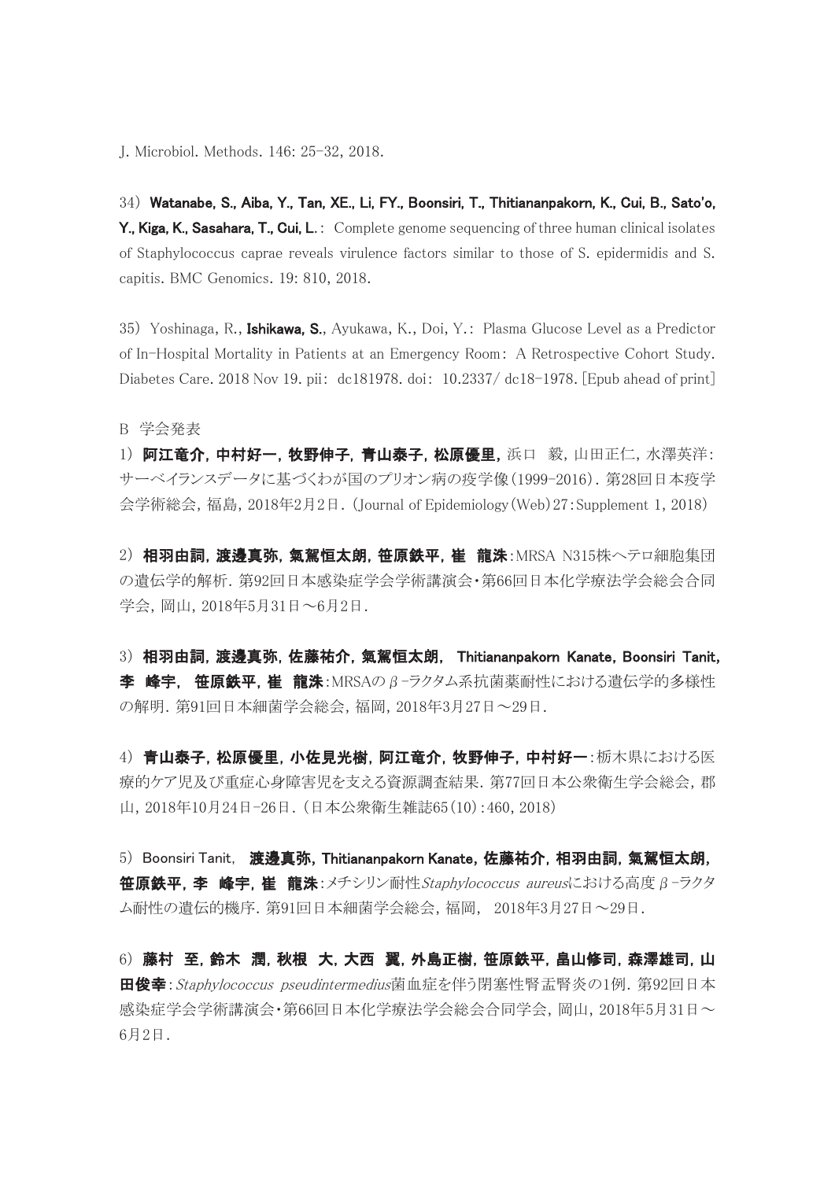J. Microbiol. Methods. 146: 25-32, 2018.

34）**Watanabe, S., Aiba, Y., Tan, XE., Li, FY., Boonsiri, T., Thitiananpakorn, K., Cui, B., Sato'o, Y., Kiga, K., Sasahara, T., Cui, L.**： Complete genome sequencing of three human clinical isolates of Staphylococcus caprae reveals virulence factors similar to those of S. epidermidis and S. capitis. BMC Genomics. 19: 810, 2018.

35）Yoshinaga, R., **Ishikawa, S.**, Ayukawa, K., Doi, Y.： Plasma Glucose Level as a Predictor of In-Hospital Mortality in Patients at an Emergency Room： A Retrospective Cohort Study. Diabetes Care. 2018 Nov 19. pii： dc181978. doi： 10.2337/ dc18-1978. [Epub ahead of print]

B　学会発表

1）**阿江竜介，中村好一，牧野伸子，青山泰子，松原優里**，浜口　毅，山田正仁，水澤英洋：サーベイランスデータに基づくわが国のプリオン病の疫学像（1999-2016）．第28回日本疫学会学術総会，福島，2018年2月2日．（Journal of Epidemiology（Web）27：Supplement 1，2018）

2）**相羽由詞，渡邊真弥，氣駕恒太朗，笹原鉄平，崔　龍洙**：MRSA N315株ヘテロ細胞集団の遺伝学的解析．第92回日本感染症学会学術講演会・第66回日本化学療法学会総会合同学会，岡山，2018年5月31日～6月2日．

3）**相羽由詞，渡邊真弥，佐藤祐介，氣駕恒太朗， Thitiananpakorn Kanate，Boonsiri Tanit，李　峰宇， 笹原鉄平，崔　龍洙**：MRSAのβ-ラクタム系抗菌薬耐性における遺伝学的多様性の解明．第91回日本細菌学会総会，福岡，2018年3月27日～29日．

4）**青山泰子，松原優里，小佐見光樹，阿江竜介，牧野伸子，中村好一**：栃木県における医療的ケア児及び重症心身障害児を支える資源調査結果．第77回日本公衆衛生学会総会，郡山，2018年10月24日-26日．（日本公衆衛生雑誌65（10）：460，2018）

5）Boonsiri Tanit， **渡邊真弥，Thitiananpakorn Kanate，佐藤祐介，相羽由詞，氣駕恒太朗，笹原鉄平，李　峰宇，崔　龍洙**：メチシリン耐性*Staphylococcus aureus*における高度β-ラクタム耐性の遺伝的機序．第91回日本細菌学会総会，福岡， 2018年3月27日～29日．

6）**藤村　至，鈴木　潤，秋根　大，大西　翼，外島正樹，笹原鉄平，畠山修司，森澤雄司，山田俊幸**：*Staphylococcus pseudintermedius*菌血症を伴う閉塞性腎盂腎炎の1例．第92回日本感染症学会学術講演会・第66回日本化学療法学会総会合同学会，岡山，2018年5月31日～6月2日．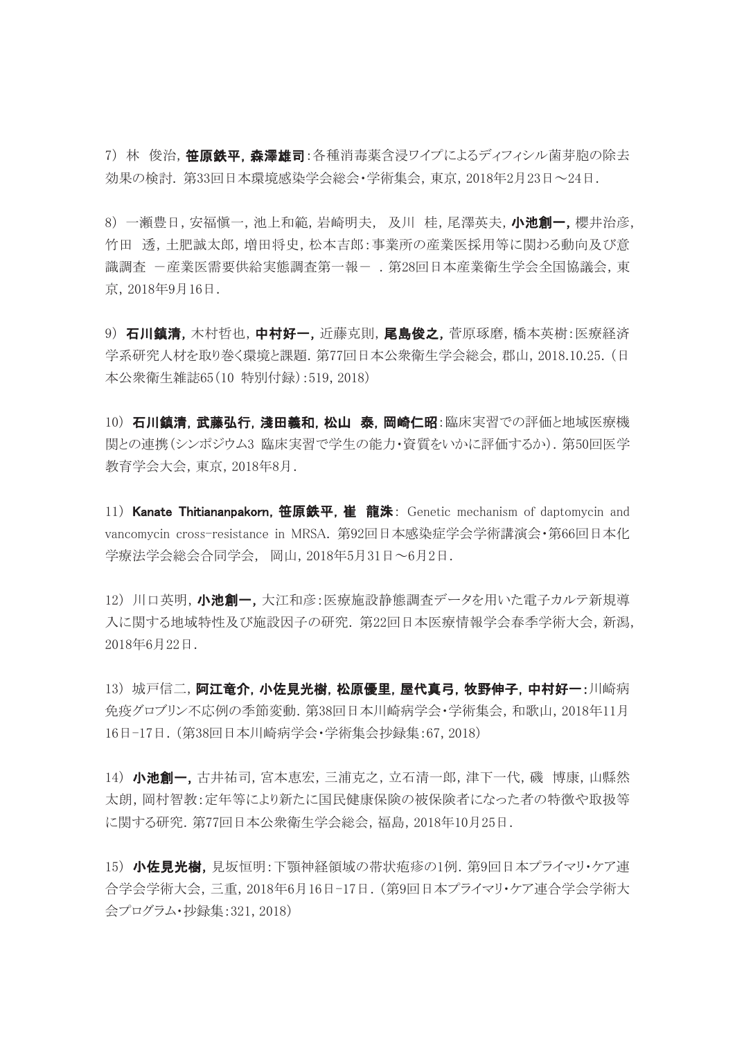7）林　俊治, **笹原鉄平, 森澤雄司**:各種消毒薬含浸ワイプによるディフィシル菌芽胞の除去効果の検討. 第33回日本環境感染学会総会・学術集会, 東京, 2018年2月23日～24日.

8）一瀬豊日, 安福愼一, 池上和範, 岩崎明夫,　及川　桂, 尾澤英夫, **小池創一,** 櫻井治彦, 竹田　透, 土肥誠太郎, 増田将史, 松本吉郎:事業所の産業医採用等に関わる動向及び意識調査　－産業医需要供給実態調査第一報－　. 第28回日本産業衛生学会全国協議会, 東京, 2018年9月16日.

9）**石川鎮清,** 木村哲也, **中村好一,** 近藤克則, **尾島俊之,** 菅原琢磨, 橋本英樹:医療経済学系研究人材を取り巻く環境と課題. 第77回日本公衆衛生学会総会, 郡山, 2018.10.25.（日本公衆衛生雑誌65(10 特別付録):519, 2018）

10）**石川鎮清, 武藤弘行, 淺田義和, 松山　泰, 岡崎仁昭**:臨床実習での評価と地域医療機関との連携(シンポジウム3 臨床実習で学生の能力・資質をいかに評価するか). 第50回医学教育学会大会, 東京, 2018年8月.

11）**Kanate Thitiananpakorn, 笹原鉄平, 崔　龍洙**: Genetic mechanism of daptomycin and vancomycin cross-resistance in MRSA. 第92回日本感染症学会学術講演会・第66回日本化学療法学会総会合同学会,　岡山, 2018年5月31日～6月2日.

12）川口英明, **小池創一,** 大江和彦:医療施設静態調査データを用いた電子カルテ新規導入に関する地域特性及び施設因子の研究. 第22回日本医療情報学会春季学術大会, 新潟, 2018年6月22日.

13）城戸信二, **阿江竜介, 小佐見光樹, 松原優里, 屋代真弓, 牧野伸子, 中村好一**:川崎病免疫グロブリン不応例の季節変動. 第38回日本川崎病学会・学術集会, 和歌山, 2018年11月16日-17日.（第38回日本川崎病学会・学術集会抄録集:67, 2018）

14）**小池創一,** 古井祐司, 宮本恵宏, 三浦克之, 立石清一郎, 津下一代, 磯　博康, 山縣然太朗, 岡村智教:定年等により新たに国民健康保険の被保険者になった者の特徴や取扱等に関する研究. 第77回日本公衆衛生学会総会, 福島, 2018年10月25日.

15）**小佐見光樹,** 見坂恒明:下顎神経領域の帯状疱疹の1例. 第9回日本プライマリ・ケア連合学会学術大会, 三重, 2018年6月16日-17日.（第9回日本プライマリ・ケア連合学会学術大会プログラム・抄録集:321, 2018）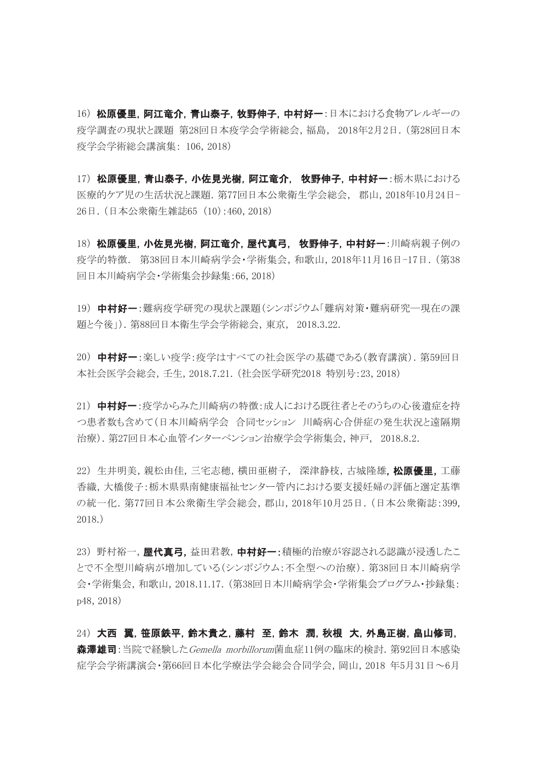16） **松原優里，阿江竜介，青山泰子，牧野伸子，中村好一**：日本における食物アレルギーの疫学調査の現状と課題 第28回日本疫学会学術総会，福島， 2018年2月2日．（第28回日本疫学会学術総会講演集： 106，2018）

17） **松原優里，青山泰子，小佐見光樹，阿江竜介， 牧野伸子，中村好一**：栃木県における医療的ケア児の生活状況と課題．第77回日本公衆衛生学会総会， 郡山，2018年10月24日-26日．（日本公衆衛生雑誌65 （10）：460，2018）

18） **松原優里，小佐見光樹，阿江竜介，屋代真弓， 牧野伸子，中村好一**：川崎病親子例の疫学的特徴． 第38回日本川崎病学会・学術集会，和歌山，2018年11月16日-17日．（第38回日本川崎病学会・学術集会抄録集：66，2018）

19） **中村好一**：難病疫学研究の現状と課題（シンポジウム「難病対策・難病研究―現在の課題と今後」）．第88回日本衛生学会学術総会，東京， 2018.3.22.

20） **中村好一**：楽しい疫学：疫学はすべての社会医学の基礎である（教育講演）．第59回日本社会医学会総会，壬生，2018.7.21.（社会医学研究2018 特別号：23，2018）

21） **中村好一**：疫学からみた川崎病の特徴：成人における既往者とそのうちの心後遺症を持つ患者数も含めて（日本川崎病学会 合同セッション 川崎病心合併症の発生状況と遠隔期治療）．第27回日本心血管インターベンション治療学会学術集会，神戸， 2018.8.2.

22） 生井明美，親松由佳，三宅志穂，横田亜樹子， 深津静枝，古城隆雄，**松原優里，**工藤香織，大橋俊子：栃木県県南健康福祉センター管内における要支援妊婦の評価と選定基準の統一化．第77回日本公衆衛生学会総会，郡山，2018年10月25日．（日本公衆衛誌：399，2018.）

23） 野村裕一，**屋代真弓，**益田君教，**中村好一**：積極的治療が容認される認識が浸透したことで不全型川崎病が増加している（シンポジウム：不全型への治療）．第38回日本川崎病学会・学術集会，和歌山，2018.11.17.（第38回日本川崎病学会・学術集会プログラム・抄録集：p48，2018）

24） **大西 翼，笹原鉄平，鈴木貴之，藤村 至，鈴木 潤，秋根 大，外島正樹，畠山修司，森澤雄司**：当院で経験した*Gemella morbillorum*菌血症11例の臨床的検討．第92回日本感染症学会学術講演会・第66回日本化学療法学会総会合同学会，岡山，2018 年5月31日～6月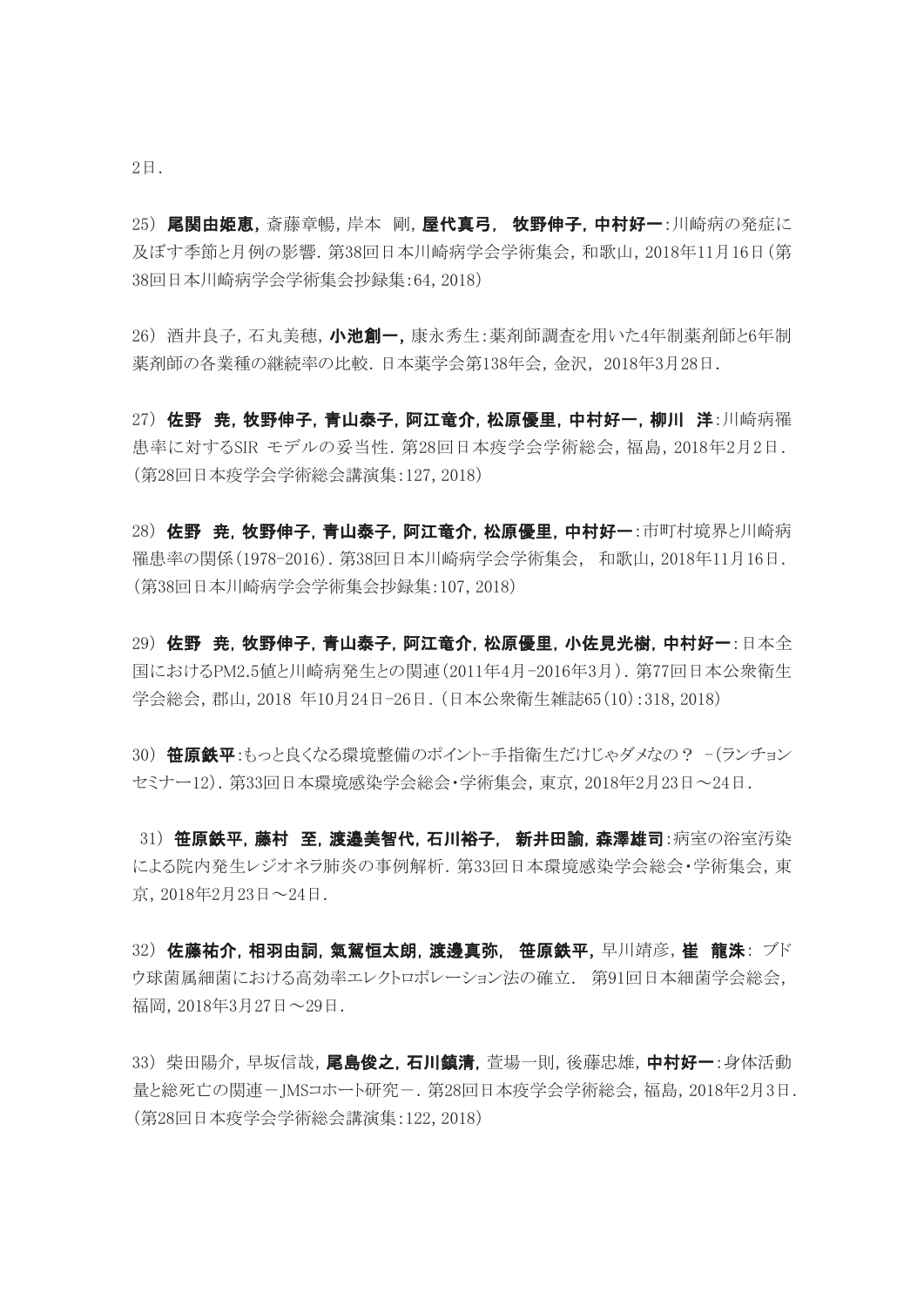2日.

25) **尾関由姫恵,** 斎藤章暢, 岸本　剛, **屋代真弓, 牧野伸子, 中村好一**:川崎病の発症に及ぼす季節と月例の影響. 第38回日本川崎病学会学術集会, 和歌山, 2018年11月16日(第38回日本川崎病学会学術集会抄録集:64, 2018)

26) 酒井良子, 石丸美穂, **小池創一,** 康永秀生:薬剤師調査を用いた4年制薬剤師と6年制薬剤師の各業種の継続率の比較. 日本薬学会第138年会, 金沢, 2018年3月28日.

27) **佐野　尭, 牧野伸子, 青山泰子, 阿江竜介, 松原優里, 中村好一, 柳川　洋**:川崎病罹患率に対するSIR モデルの妥当性. 第28回日本疫学会学術総会, 福島, 2018年2月2日. (第28回日本疫学会学術総会講演集:127, 2018)

28) **佐野　尭, 牧野伸子, 青山泰子, 阿江竜介, 松原優里, 中村好一**:市町村境界と川崎病罹患率の関係(1978-2016). 第38回日本川崎病学会学術集会, 和歌山, 2018年11月16日. (第38回日本川崎病学会学術集会抄録集:107, 2018)

29) **佐野　尭, 牧野伸子, 青山泰子, 阿江竜介, 松原優里, 小佐見光樹, 中村好一**:日本全国におけるPM2.5値と川崎病発生との関連(2011年4月-2016年3月). 第77回日本公衆衛生学会総会, 郡山, 2018 年10月24日-26日. (日本公衆衛生雑誌65(10):318, 2018)

30) **笹原鉄平**:もっと良くなる環境整備のポイント-手指衛生だけじゃダメなの？ -(ランチョンセミナー12). 第33回日本環境感染学会総会・学術集会, 東京, 2018年2月23日～24日.

31) **笹原鉄平, 藤村　至, 渡邉美智代, 石川裕子, 新井田諭, 森澤雄司**:病室の浴室汚染による院内発生レジオネラ肺炎の事例解析. 第33回日本環境感染学会総会・学術集会, 東京, 2018年2月23日～24日.

32) **佐藤祐介, 相羽由詞, 氣駕恒太朗, 渡邊真弥, 笹原鉄平,** 早川靖彦, **崔　龍洙**: ブドウ球菌属細菌における高効率エレクトロポレーション法の確立. 第91回日本細菌学会総会, 福岡, 2018年3月27日～29日.

33) 柴田陽介, 早坂信哉, **尾島俊之, 石川鎮清,** 萱場一則, 後藤忠雄, **中村好一**:身体活動量と総死亡の関連－JMSコホート研究－. 第28回日本疫学会学術総会, 福島, 2018年2月3日. (第28回日本疫学会学術総会講演集:122, 2018)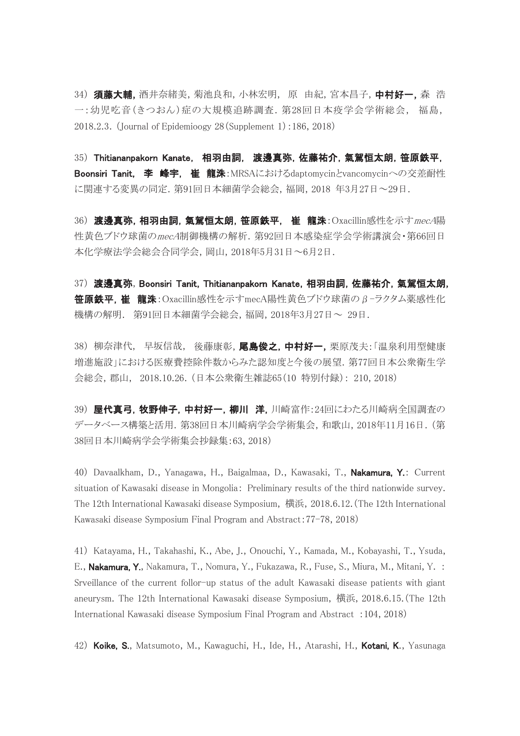34）**須藤大輔,** 酒井奈緒美, 菊池良和, 小林宏明, 原　由紀, 宮本昌子, **中村好一,** 森　浩一：幼児吃音（きつおん）症の大規模追跡調査. 第28回日本疫学会学術総会, 福島, 2018.2.3.（Journal of Epidemioogy 28(Supplement 1)：186, 2018）

35）**Thitiananpakorn Kanate, 相羽由詞, 渡邊真弥, 佐藤祐介, 氣駕恒太朗, 笹原鉄平, Boonsiri Tanit, 李　峰宇, 崔　龍洙**：MRSAにおけるdaptomycinとvancomycinへの交差耐性に関連する変異の同定. 第91回日本細菌学会総会, 福岡, 2018 年3月27日～29日.

36）**渡邊真弥, 相羽由詞, 氣駕恒太朗, 笹原鉄平, 崔　龍洙**：Oxacillin感性を示す*mecA*陽性黄色ブドウ球菌の*mecA*制御機構の解析. 第92回日本感染症学会学術講演会・第66回日本化学療法学会総会合同学会, 岡山, 2018年5月31日～6月2日.

37）**渡邊真弥, Boonsiri Tanit, Thitiananpakorn Kanate, 相羽由詞, 佐藤祐介, 氣駕恒太朗, 笹原鉄平, 崔　龍洙**：Oxacillin感性を示すmecA陽性黄色ブドウ球菌のβ-ラクタム薬感性化機構の解明.　第91回日本細菌学会総会, 福岡, 2018年3月27日～ 29日.

38）柳奈津代, 早坂信哉, 後藤康彰, **尾島俊之, 中村好一,** 栗原茂夫:「温泉利用型健康増進施設」における医療費控除件数からみた認知度と今後の展望. 第77回日本公衆衛生学会総会, 郡山, 2018.10.26.（日本公衆衛生雑誌65(10 特別付録)：210, 2018）

39）**屋代真弓, 牧野伸子, 中村好一, 柳川　洋,** 川崎富作：24回にわたる川崎病全国調査のデータベース構築と活用. 第38回日本川崎病学会学術集会, 和歌山, 2018年11月16日.（第38回日本川崎病学会学術集会抄録集：63, 2018）

40）Davaalkham, D., Yanagawa, H., Baigalmaa, D., Kawasaki, T., **Nakamura, Y.**: Current situation of Kawasaki disease in Mongolia: Preliminary results of the third nationwide survey. The 12th International Kawasaki disease Symposium, 横浜, 2018.6.12.（The 12th International Kawasaki disease Symposium Final Program and Abstract：77-78, 2018）

41）Katayama, H., Takahashi, K., Abe, J., Onouchi, Y., Kamada, M., Kobayashi, T., Ysuda, E., **Nakamura, Y.**, Nakamura, T., Nomura, Y., Fukazawa, R., Fuse, S., Miura, M., Mitani, Y.　: Srveillance of the current follor-up status of the adult Kawasaki disease patients with giant aneurysm. The 12th International Kawasaki disease Symposium, 横浜, 2018.6.15.（The 12th International Kawasaki disease Symposium Final Program and Abstract　：104, 2018）

42）**Koike, S.**, Matsumoto, M., Kawaguchi, H., Ide, H., Atarashi, H., **Kotani, K.**, Yasunaga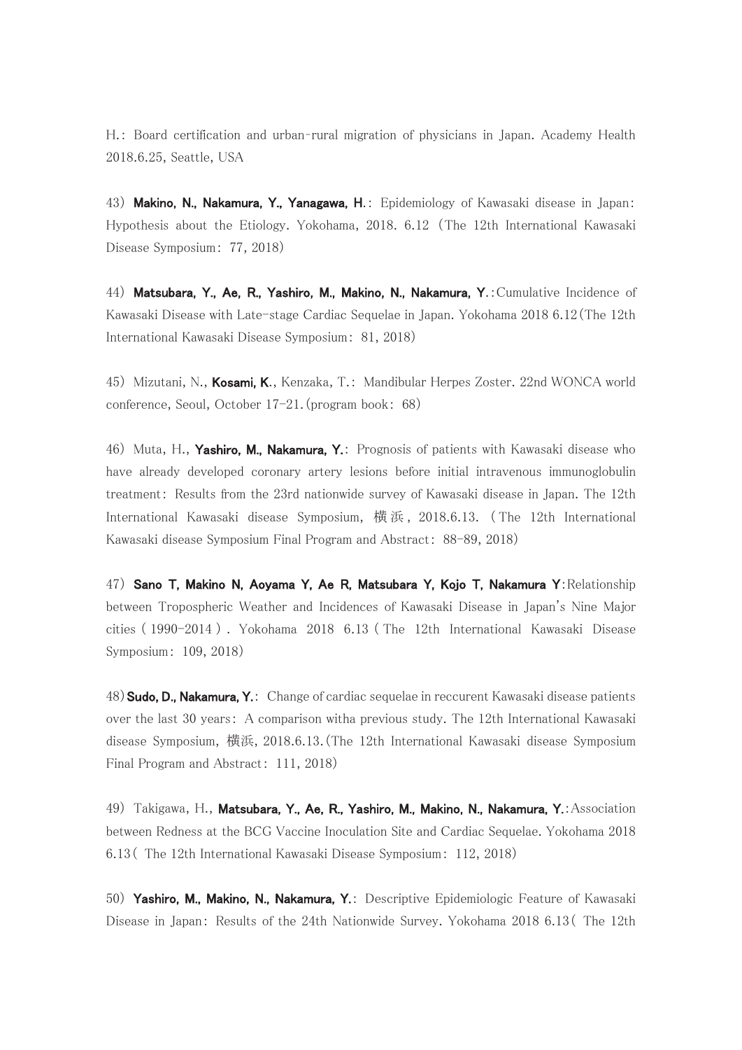H.: Board certification and urban-rural migration of physicians in Japan. Academy Health 2018.6.25, Seattle, USA

43) **Makino, N., Nakamura, Y., Yanagawa, H.**: Epidemiology of Kawasaki disease in Japan: Hypothesis about the Etiology. Yokohama, 2018. 6.12 (The 12th International Kawasaki Disease Symposium: 77, 2018)

44) **Matsubara, Y., Ae, R., Yashiro, M., Makino, N., Nakamura, Y.**:Cumulative Incidence of Kawasaki Disease with Late-stage Cardiac Sequelae in Japan. Yokohama 2018 6.12(The 12th International Kawasaki Disease Symposium: 81, 2018)

45) Mizutani, N., **Kosami, K.**, Kenzaka, T.: Mandibular Herpes Zoster. 22nd WONCA world conference, Seoul, October 17-21.(program book: 68)

46) Muta, H., **Yashiro, M., Nakamura, Y.**: Prognosis of patients with Kawasaki disease who have already developed coronary artery lesions before initial intravenous immunoglobulin treatment: Results from the 23rd nationwide survey of Kawasaki disease in Japan. The 12th International Kawasaki disease Symposium, 横浜, 2018.6.13. (The 12th International Kawasaki disease Symposium Final Program and Abstract: 88-89, 2018)

47) **Sano T, Makino N, Aoyama Y, Ae R, Matsubara Y, Kojo T, Nakamura Y**:Relationship between Tropospheric Weather and Incidences of Kawasaki Disease in Japan's Nine Major cities (1990-2014). Yokohama 2018 6.13 (The 12th International Kawasaki Disease Symposium: 109, 2018)

48) **Sudo, D., Nakamura, Y.**: Change of cardiac sequelae in reccurent Kawasaki disease patients over the last 30 years: A comparison witha previous study. The 12th International Kawasaki disease Symposium, 横浜, 2018.6.13.(The 12th International Kawasaki disease Symposium Final Program and Abstract: 111, 2018)

49) Takigawa, H., **Matsubara, Y., Ae, R., Yashiro, M., Makino, N., Nakamura, Y.**:Association between Redness at the BCG Vaccine Inoculation Site and Cardiac Sequelae. Yokohama 2018 6.13( The 12th International Kawasaki Disease Symposium: 112, 2018)

50) **Yashiro, M., Makino, N., Nakamura, Y.**: Descriptive Epidemiologic Feature of Kawasaki Disease in Japan: Results of the 24th Nationwide Survey. Yokohama 2018 6.13( The 12th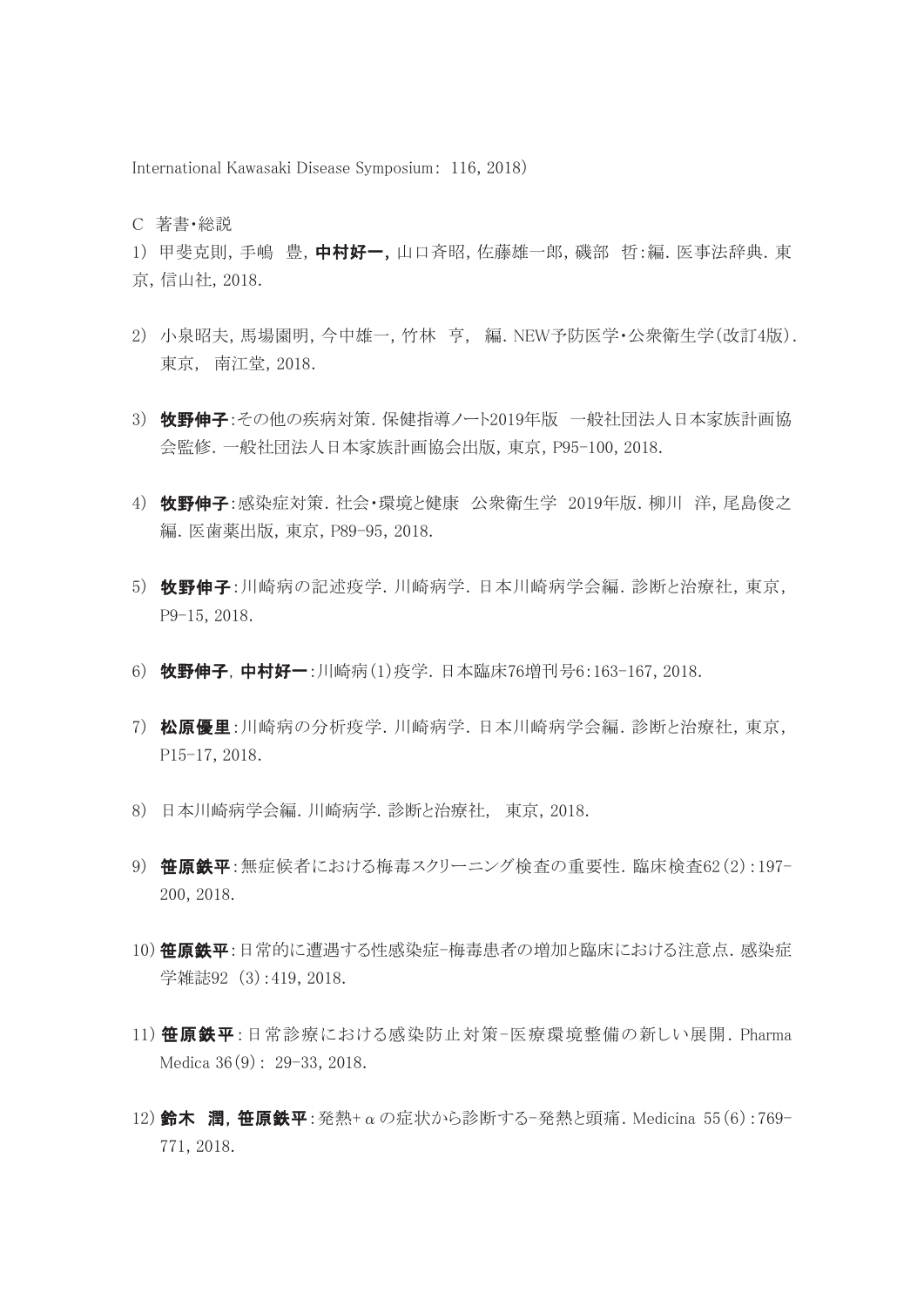International Kawasaki Disease Symposium：116, 2018)

C　著書・総説

1) 甲斐克則, 手嶋　豊, **中村好一,** 山口斉昭, 佐藤雄一郎, 磯部　哲:編. 医事法辞典. 東京, 信山社, 2018.

2) 小泉昭夫, 馬場園明, 今中雄一, 竹林　亨,　編. NEW予防医学・公衆衛生学(改訂4版). 東京,　南江堂, 2018.

3) **牧野伸子**:その他の疾病対策. 保健指導ノート2019年版　一般社団法人日本家族計画協会監修. 一般社団法人日本家族計画協会出版, 東京, P95-100, 2018.

4) **牧野伸子**:感染症対策. 社会・環境と健康　公衆衛生学　2019年版. 柳川　洋, 尾島俊之編. 医歯薬出版, 東京, P89-95, 2018.

5) **牧野伸子**:川崎病の記述疫学. 川崎病学. 日本川崎病学会編. 診断と治療社, 東京, P9-15, 2018.

6) **牧野伸子**, **中村好一**:川崎病(1)疫学. 日本臨床76増刊号6:163-167, 2018.

7) **松原優里**:川崎病の分析疫学. 川崎病学. 日本川崎病学会編. 診断と治療社, 東京, P15-17, 2018.

8) 日本川崎病学会編. 川崎病学. 診断と治療社,　東京, 2018.

9) **笹原鉄平**:無症候者における梅毒スクリーニング検査の重要性. 臨床検査62(2):197-200, 2018.

10) **笹原鉄平**:日常的に遭遇する性感染症-梅毒患者の増加と臨床における注意点. 感染症学雑誌92 (3):419, 2018.

11) **笹原鉄平**:日常診療における感染防止対策-医療環境整備の新しい展開. Pharma Medica 36(9):　29-33, 2018.

12) **鈴木　潤**, **笹原鉄平**:発熱+αの症状から診断する-発熱と頭痛. Medicina 55(6):769-771, 2018.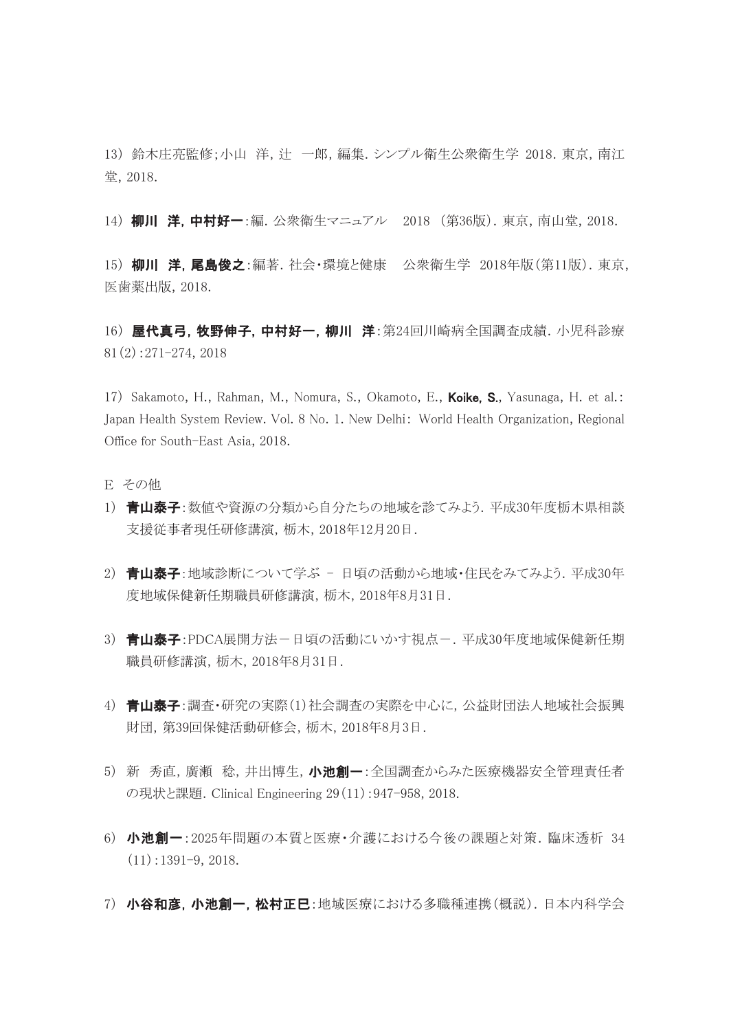13) 鈴木庄亮監修;小山 洋, 辻 一郎, 編集. シンプル衛生公衆衛生学 2018. 東京, 南江堂, 2018.

14) **柳川 洋, 中村好一**:編. 公衆衛生マニュアル 2018 (第36版). 東京, 南山堂, 2018.

15) **柳川 洋, 尾島俊之**:編著. 社会・環境と健康 公衆衛生学 2018年版(第11版). 東京, 医歯薬出版, 2018.

16) **屋代真弓, 牧野伸子, 中村好一, 柳川 洋**:第24回川崎病全国調査成績. 小児科診療 81(2):271-274, 2018

17) Sakamoto, H., Rahman, M., Nomura, S., Okamoto, E., **Koike, S.**, Yasunaga, H. et al.: Japan Health System Review. Vol. 8 No. 1. New Delhi: World Health Organization, Regional Office for South-East Asia, 2018.

E その他

1) **青山泰子**:数値や資源の分類から自分たちの地域を診てみよう. 平成30年度栃木県相談支援従事者現任研修講演, 栃木, 2018年12月20日.

2) **青山泰子**:地域診断について学ぶ - 日頃の活動から地域・住民をみてみよう. 平成30年度地域保健新任期職員研修講演, 栃木, 2018年8月31日.

3) **青山泰子**:PDCA展開方法－日頃の活動にいかす視点－. 平成30年度地域保健新任期職員研修講演, 栃木, 2018年8月31日.

4) **青山泰子**:調査・研究の実際(1)社会調査の実際を中心に, 公益財団法人地域社会振興財団, 第39回保健活動研修会, 栃木, 2018年8月3日.

5) 新 秀直, 廣瀬 稔, 井出博生, **小池創一**:全国調査からみた医療機器安全管理責任者の現状と課題. Clinical Engineering 29(11):947-958, 2018.

6) **小池創一**:2025年問題の本質と医療・介護における今後の課題と対策. 臨床透析 34(11):1391-9, 2018.

7) **小谷和彦, 小池創一, 松村正巳**:地域医療における多職種連携(概説). 日本内科学会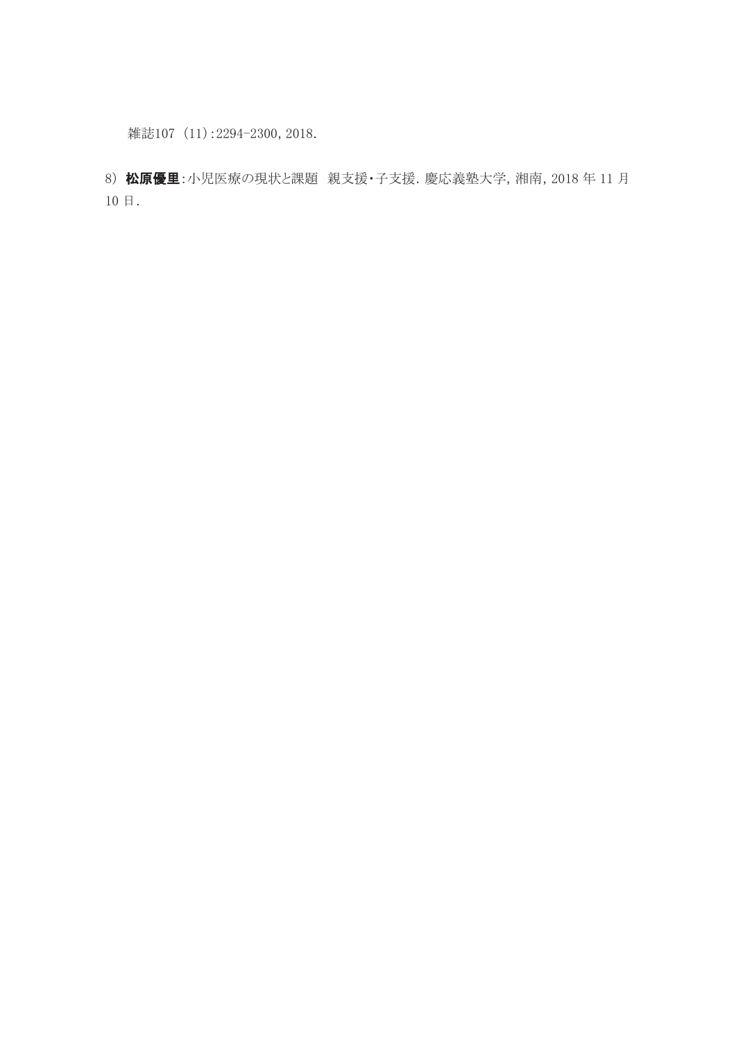雑誌107 (11):2294-2300, 2018.

8) **松原優里**:小児医療の現状と課題　親支援・子支援. 慶応義塾大学, 湘南, 2018 年 11 月 10 日.